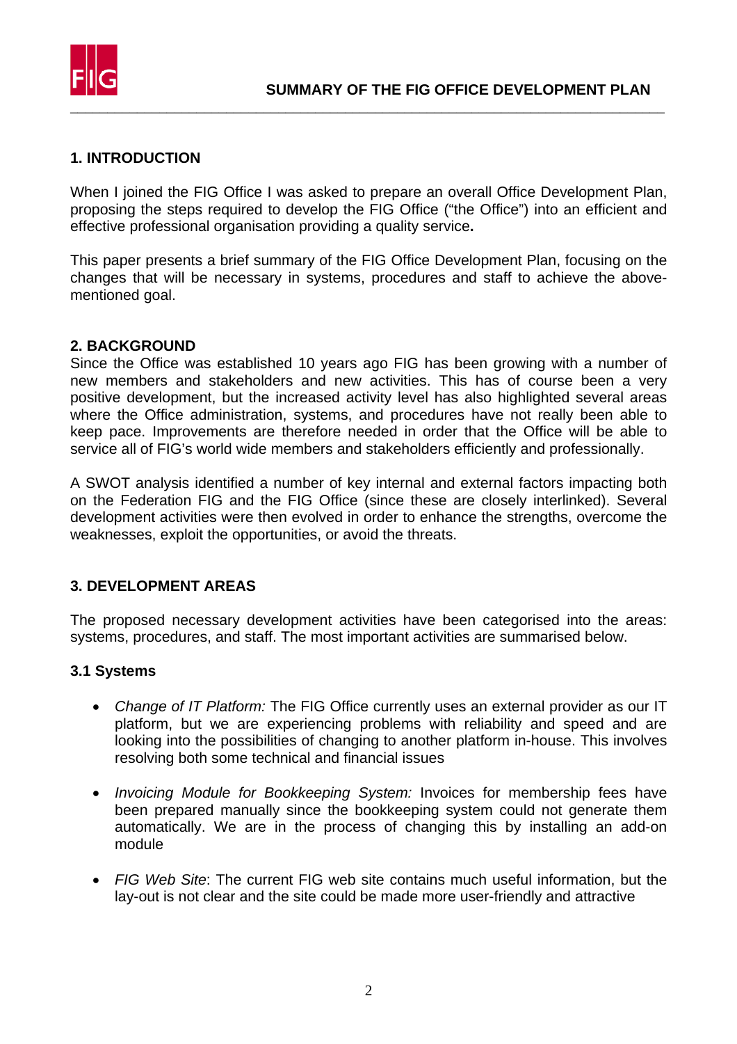# SUMMARY OF THE FIG OFFICE DEVELOPMENT PLAN

## 1. INTRODUCTION

When I joined the FIG Office I was asked to prepare an overall Office Development Plan, proposing the steps required to develop the FIG Office ("the Office") into an efficient and effective professional organisation providing a quality service**.**

This paper presents a brief summary of the FIG Office Development Plan, focusing on the changes that will be necessary in systems, procedures and staff to achieve the above-mentioned goal.

## 2. BACKGROUND

Since the Office was established 10 years ago FIG has been growing with a number of new members and stakeholders and new activities. This has of course been a very positive development, but the increased activity level has also highlighted several areas where the Office administration, systems, and procedures have not really been able to keep pace. Improvements are therefore needed in order that the Office will be able to service all of FIG's world wide members and stakeholders efficiently and professionally.

A SWOT analysis identified a number of key internal and external factors impacting both on the Federation FIG and the FIG Office (since these are closely interlinked). Several development activities were then evolved in order to enhance the strengths, overcome the weaknesses, exploit the opportunities, or avoid the threats.

## 3. DEVELOPMENT AREAS

The proposed necessary development activities have been categorised into the areas: systems, procedures, and staff. The most important activities are summarised below.

### 3.1 Systems

- *Change of IT Platform:* The FIG Office currently uses an external provider as our IT platform, but we are experiencing problems with reliability and speed and are looking into the possibilities of changing to another platform in-house. This involves resolving both some technical and financial issues
- *Invoicing Module for Bookkeeping System:* Invoices for membership fees have been prepared manually since the bookkeeping system could not generate them automatically. We are in the process of changing this by installing an add-on module
- *FIG Web Site*: The current FIG web site contains much useful information, but the lay-out is not clear and the site could be made more user-friendly and attractive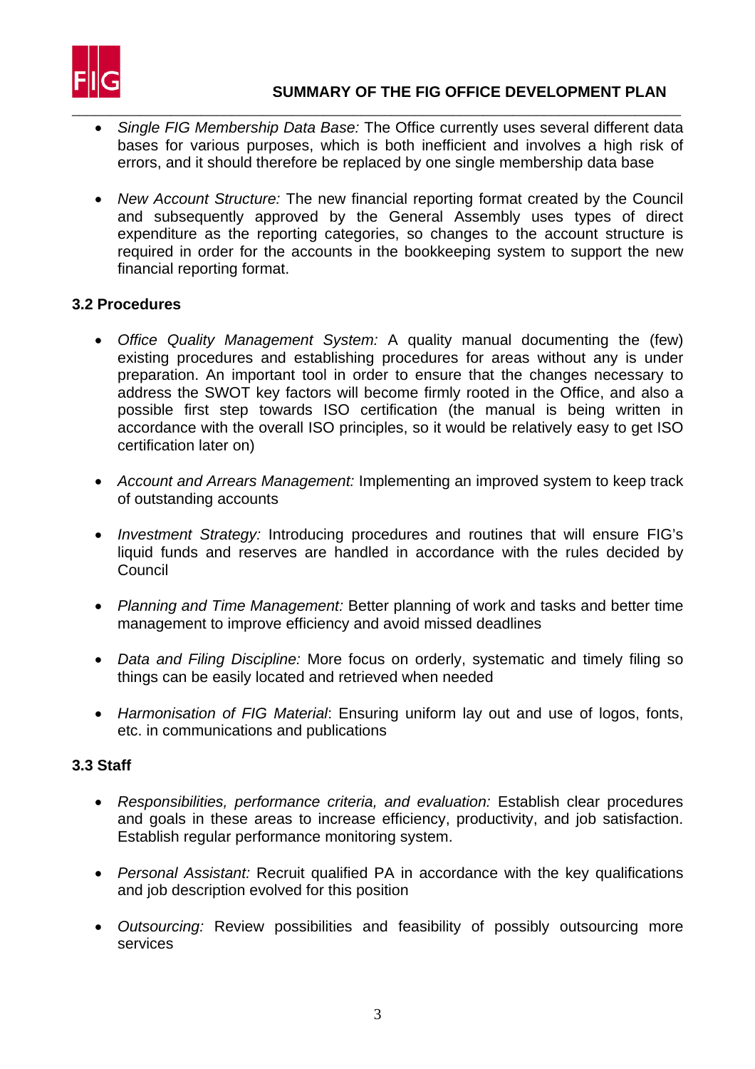- *Single FIG Membership Data Base:* The Office currently uses several different data bases for various purposes, which is both inefficient and involves a high risk of errors, and it should therefore be replaced by one single membership data base

- *New Account Structure:* The new financial reporting format created by the Council and subsequently approved by the General Assembly uses types of direct expenditure as the reporting categories, so changes to the account structure is required in order for the accounts in the bookkeeping system to support the new financial reporting format.

### 3.2 Procedures

- *Office Quality Management System:* A quality manual documenting the (few) existing procedures and establishing procedures for areas without any is under preparation. An important tool in order to ensure that the changes necessary to address the SWOT key factors will become firmly rooted in the Office, and also a possible first step towards ISO certification (the manual is being written in accordance with the overall ISO principles, so it would be relatively easy to get ISO certification later on)

- *Account and Arrears Management:* Implementing an improved system to keep track of outstanding accounts

- *Investment Strategy:* Introducing procedures and routines that will ensure FIG's liquid funds and reserves are handled in accordance with the rules decided by Council

- *Planning and Time Management:* Better planning of work and tasks and better time management to improve efficiency and avoid missed deadlines

- *Data and Filing Discipline:* More focus on orderly, systematic and timely filing so things can be easily located and retrieved when needed

- *Harmonisation of FIG Material*: Ensuring uniform lay out and use of logos, fonts, etc. in communications and publications

### 3.3 Staff

- *Responsibilities, performance criteria, and evaluation:* Establish clear procedures and goals in these areas to increase efficiency, productivity, and job satisfaction. Establish regular performance monitoring system.

- *Personal Assistant:* Recruit qualified PA in accordance with the key qualifications and job description evolved for this position

- *Outsourcing:* Review possibilities and feasibility of possibly outsourcing more services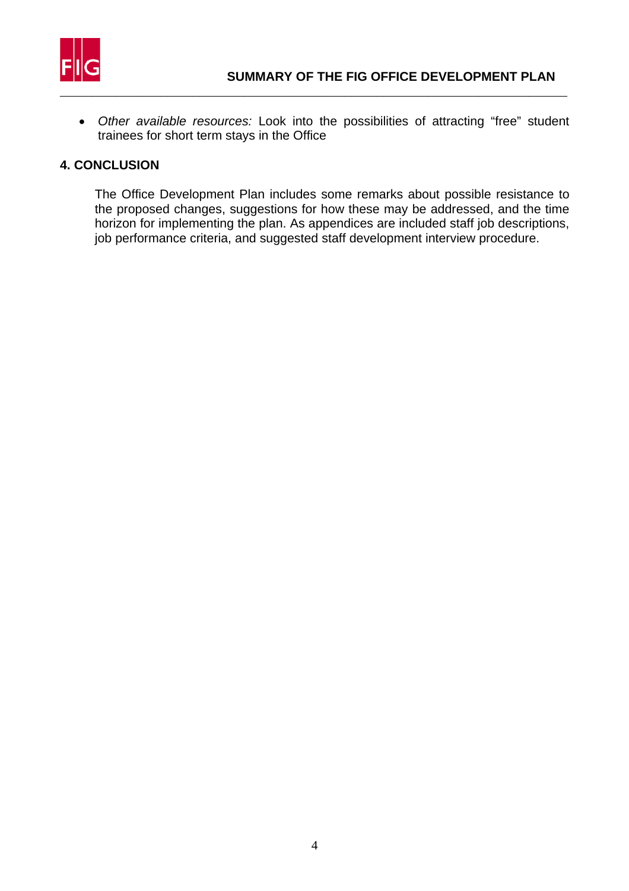- *Other available resources:* Look into the possibilities of attracting “free” student trainees for short term stays in the Office

## 4. CONCLUSION

The Office Development Plan includes some remarks about possible resistance to the proposed changes, suggestions for how these may be addressed, and the time horizon for implementing the plan. As appendices are included staff job descriptions, job performance criteria, and suggested staff development interview procedure.